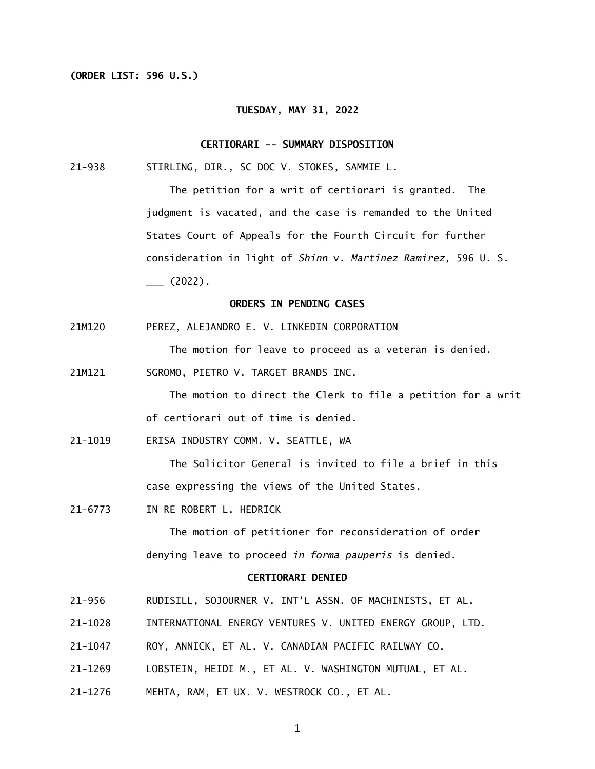(ORDER LIST: 596 U.S.)

TUESDAY, MAY 31, 2022

## CERTIORARI -- SUMMARY DISPOSITION

21-938 STIRLING, DIR., SC DOC V. STOKES, SAMMIE L.

The petition for a writ of certiorari is granted. The judgment is vacated, and the case is remanded to the United States Court of Appeals for the Fourth Circuit for further consideration in light of *Shinn* v. *Martinez Ramirez*, 596 U. S. ___ (2022).

## ORDERS IN PENDING CASES

21M120 PEREZ, ALEJANDRO E. V. LINKEDIN CORPORATION

The motion for leave to proceed as a veteran is denied.

21M121 SGROMO, PIETRO V. TARGET BRANDS INC.

The motion to direct the Clerk to file a petition for a writ of certiorari out of time is denied.

21-1019 ERISA INDUSTRY COMM. V. SEATTLE, WA

The Solicitor General is invited to file a brief in this case expressing the views of the United States.

21-6773 IN RE ROBERT L. HEDRICK

The motion of petitioner for reconsideration of order denying leave to proceed *in forma pauperis* is denied.

## CERTIORARI DENIED

21-956 RUDISILL, SOJOURNER V. INT'L ASSN. OF MACHINISTS, ET AL.

21-1028 INTERNATIONAL ENERGY VENTURES V. UNITED ENERGY GROUP, LTD.

21-1047 ROY, ANNICK, ET AL. V. CANADIAN PACIFIC RAILWAY CO.

21-1269 LOBSTEIN, HEIDI M., ET AL. V. WASHINGTON MUTUAL, ET AL.

21-1276 MEHTA, RAM, ET UX. V. WESTROCK CO., ET AL.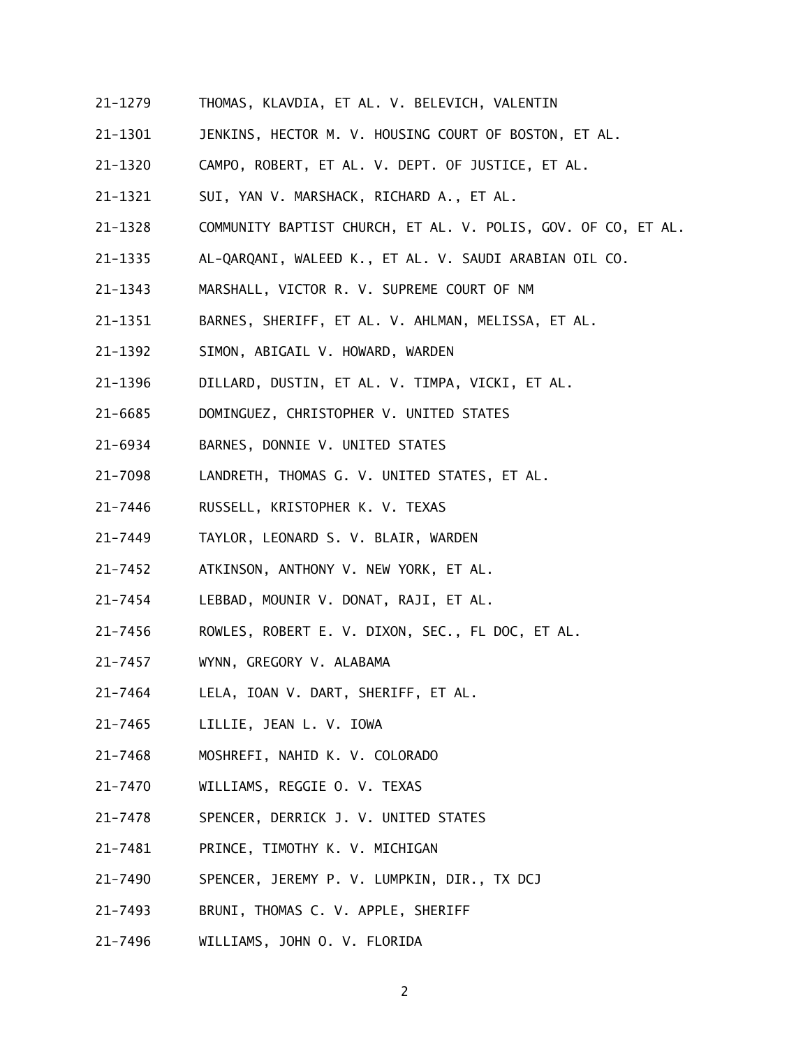21-1279 THOMAS, KLAVDIA, ET AL. V. BELEVICH, VALENTIN

21-1301 JENKINS, HECTOR M. V. HOUSING COURT OF BOSTON, ET AL.

21-1320 CAMPO, ROBERT, ET AL. V. DEPT. OF JUSTICE, ET AL.

21-1321 SUI, YAN V. MARSHACK, RICHARD A., ET AL.

21-1328 COMMUNITY BAPTIST CHURCH, ET AL. V. POLIS, GOV. OF CO, ET AL.

21-1335 AL-QARQANI, WALEED K., ET AL. V. SAUDI ARABIAN OIL CO.

21-1343 MARSHALL, VICTOR R. V. SUPREME COURT OF NM

21-1351 BARNES, SHERIFF, ET AL. V. AHLMAN, MELISSA, ET AL.

21-1392 SIMON, ABIGAIL V. HOWARD, WARDEN

21-1396 DILLARD, DUSTIN, ET AL. V. TIMPA, VICKI, ET AL.

21-6685 DOMINGUEZ, CHRISTOPHER V. UNITED STATES

21-6934 BARNES, DONNIE V. UNITED STATES

21-7098 LANDRETH, THOMAS G. V. UNITED STATES, ET AL.

21-7446 RUSSELL, KRISTOPHER K. V. TEXAS

21-7449 TAYLOR, LEONARD S. V. BLAIR, WARDEN

21-7452 ATKINSON, ANTHONY V. NEW YORK, ET AL.

21-7454 LEBBAD, MOUNIR V. DONAT, RAJI, ET AL.

21-7456 ROWLES, ROBERT E. V. DIXON, SEC., FL DOC, ET AL.

21-7457 WYNN, GREGORY V. ALABAMA

21-7464 LELA, IOAN V. DART, SHERIFF, ET AL.

21-7465 LILLIE, JEAN L. V. IOWA

21-7468 MOSHREFI, NAHID K. V. COLORADO

21-7470 WILLIAMS, REGGIE O. V. TEXAS

21-7478 SPENCER, DERRICK J. V. UNITED STATES

21-7481 PRINCE, TIMOTHY K. V. MICHIGAN

21-7490 SPENCER, JEREMY P. V. LUMPKIN, DIR., TX DCJ

21-7493 BRUNI, THOMAS C. V. APPLE, SHERIFF

21-7496 WILLIAMS, JOHN O. V. FLORIDA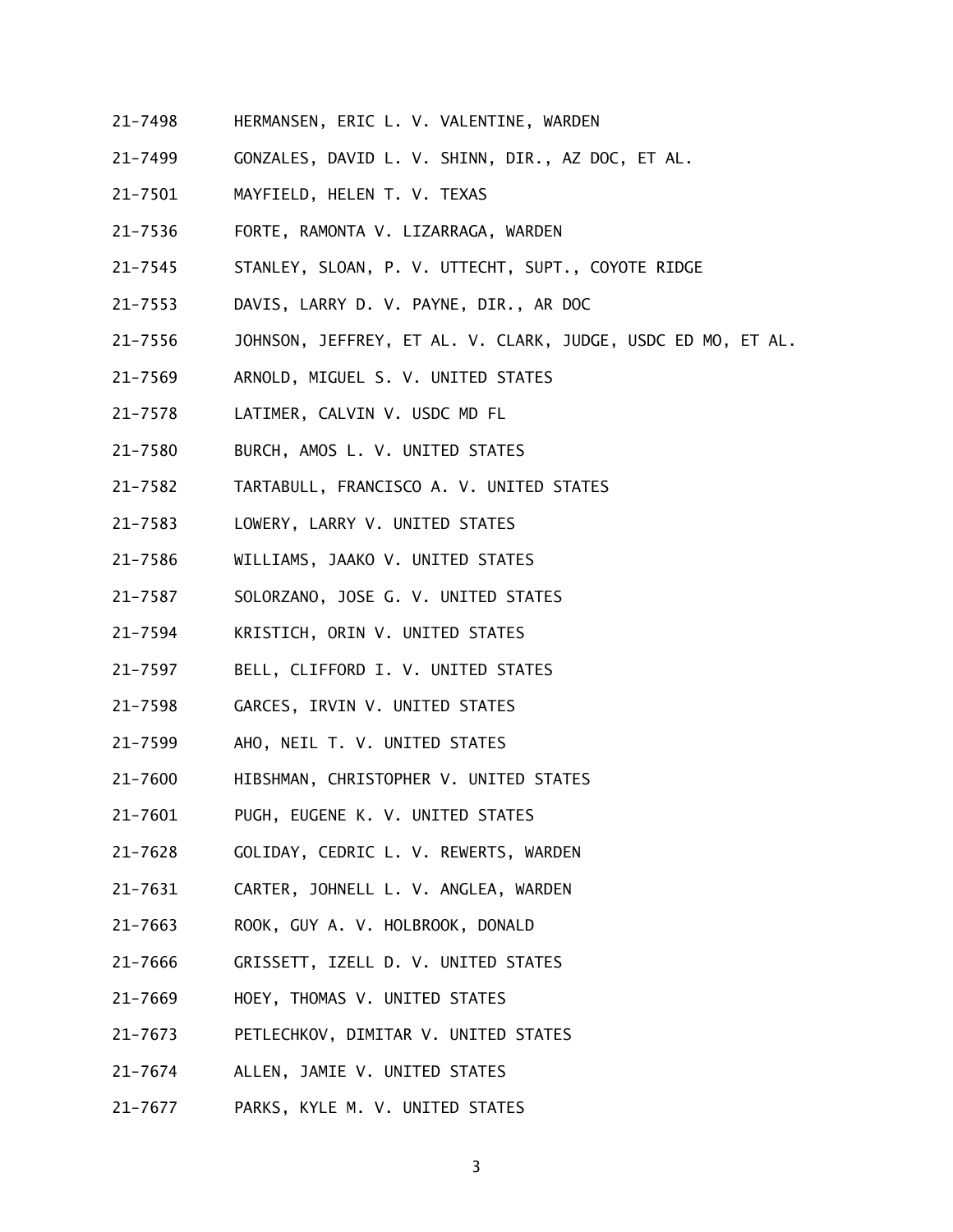21-7498 HERMANSEN, ERIC L. V. VALENTINE, WARDEN

21-7499 GONZALES, DAVID L. V. SHINN, DIR., AZ DOC, ET AL.

21-7501 MAYFIELD, HELEN T. V. TEXAS

21-7536 FORTE, RAMONTA V. LIZARRAGA, WARDEN

21-7545 STANLEY, SLOAN, P. V. UTTECHT, SUPT., COYOTE RIDGE

21-7553 DAVIS, LARRY D. V. PAYNE, DIR., AR DOC

21-7556 JOHNSON, JEFFREY, ET AL. V. CLARK, JUDGE, USDC ED MO, ET AL.

21-7569 ARNOLD, MIGUEL S. V. UNITED STATES

21-7578 LATIMER, CALVIN V. USDC MD FL

21-7580 BURCH, AMOS L. V. UNITED STATES

21-7582 TARTABULL, FRANCISCO A. V. UNITED STATES

21-7583 LOWERY, LARRY V. UNITED STATES

21-7586 WILLIAMS, JAAKO V. UNITED STATES

21-7587 SOLORZANO, JOSE G. V. UNITED STATES

21-7594 KRISTICH, ORIN V. UNITED STATES

21-7597 BELL, CLIFFORD I. V. UNITED STATES

21-7598 GARCES, IRVIN V. UNITED STATES

21-7599 AHO, NEIL T. V. UNITED STATES

21-7600 HIBSHMAN, CHRISTOPHER V. UNITED STATES

21-7601 PUGH, EUGENE K. V. UNITED STATES

21-7628 GOLIDAY, CEDRIC L. V. REWERTS, WARDEN

21-7631 CARTER, JOHNELL L. V. ANGLEA, WARDEN

21-7663 ROOK, GUY A. V. HOLBROOK, DONALD

21-7666 GRISSETT, IZELL D. V. UNITED STATES

21-7669 HOEY, THOMAS V. UNITED STATES

21-7673 PETLECHKOV, DIMITAR V. UNITED STATES

21-7674 ALLEN, JAMIE V. UNITED STATES

21-7677 PARKS, KYLE M. V. UNITED STATES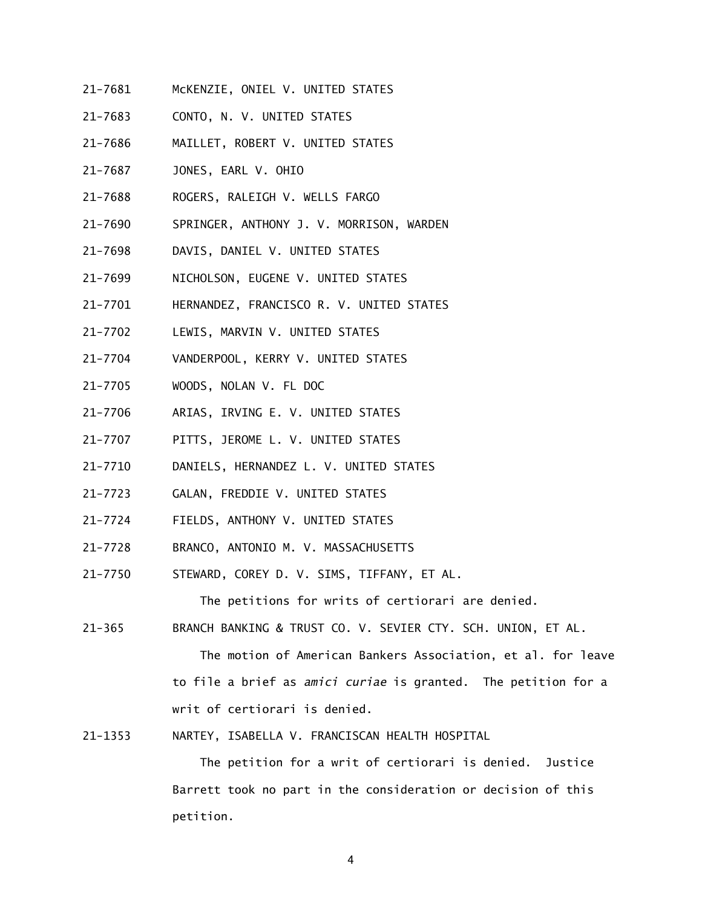21-7681 McKENZIE, ONIEL V. UNITED STATES

21-7683 CONTO, N. V. UNITED STATES

21-7686 MAILLET, ROBERT V. UNITED STATES

21-7687 JONES, EARL V. OHIO

21-7688 ROGERS, RALEIGH V. WELLS FARGO

21-7690 SPRINGER, ANTHONY J. V. MORRISON, WARDEN

21-7698 DAVIS, DANIEL V. UNITED STATES

21-7699 NICHOLSON, EUGENE V. UNITED STATES

21-7701 HERNANDEZ, FRANCISCO R. V. UNITED STATES

21-7702 LEWIS, MARVIN V. UNITED STATES

21-7704 VANDERPOOL, KERRY V. UNITED STATES

21-7705 WOODS, NOLAN V. FL DOC

21-7706 ARIAS, IRVING E. V. UNITED STATES

21-7707 PITTS, JEROME L. V. UNITED STATES

21-7710 DANIELS, HERNANDEZ L. V. UNITED STATES

21-7723 GALAN, FREDDIE V. UNITED STATES

21-7724 FIELDS, ANTHONY V. UNITED STATES

21-7728 BRANCO, ANTONIO M. V. MASSACHUSETTS

21-7750 STEWARD, COREY D. V. SIMS, TIFFANY, ET AL.

The petitions for writs of certiorari are denied.

21-365 BRANCH BANKING & TRUST CO. V. SEVIER CTY. SCH. UNION, ET AL.

The motion of American Bankers Association, et al. for leave to file a brief as *amici curiae* is granted. The petition for a writ of certiorari is denied.

21-1353 NARTEY, ISABELLA V. FRANCISCAN HEALTH HOSPITAL

The petition for a writ of certiorari is denied. Justice Barrett took no part in the consideration or decision of this petition.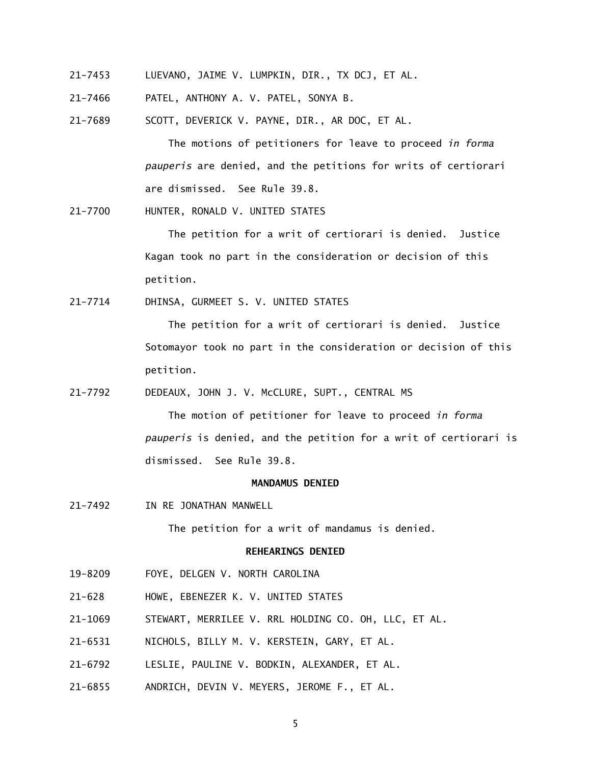21-7453 LUEVANO, JAIME V. LUMPKIN, DIR., TX DCJ, ET AL.

21-7466 PATEL, ANTHONY A. V. PATEL, SONYA B.

21-7689 SCOTT, DEVERICK V. PAYNE, DIR., AR DOC, ET AL.

The motions of petitioners for leave to proceed *in forma pauperis* are denied, and the petitions for writs of certiorari are dismissed. See Rule 39.8.

21-7700 HUNTER, RONALD V. UNITED STATES

The petition for a writ of certiorari is denied. Justice Kagan took no part in the consideration or decision of this petition.

21-7714 DHINSA, GURMEET S. V. UNITED STATES

The petition for a writ of certiorari is denied. Justice Sotomayor took no part in the consideration or decision of this petition.

21-7792 DEDEAUX, JOHN J. V. McCLURE, SUPT., CENTRAL MS

The motion of petitioner for leave to proceed *in forma pauperis* is denied, and the petition for a writ of certiorari is dismissed. See Rule 39.8.

**MANDAMUS DENIED**

21-7492 IN RE JONATHAN MANWELL

The petition for a writ of mandamus is denied.

**REHEARINGS DENIED**

19-8209 FOYE, DELGEN V. NORTH CAROLINA

21-628 HOWE, EBENEZER K. V. UNITED STATES

21-1069 STEWART, MERRILEE V. RRL HOLDING CO. OH, LLC, ET AL.

21-6531 NICHOLS, BILLY M. V. KERSTEIN, GARY, ET AL.

21-6792 LESLIE, PAULINE V. BODKIN, ALEXANDER, ET AL.

21-6855 ANDRICH, DEVIN V. MEYERS, JEROME F., ET AL.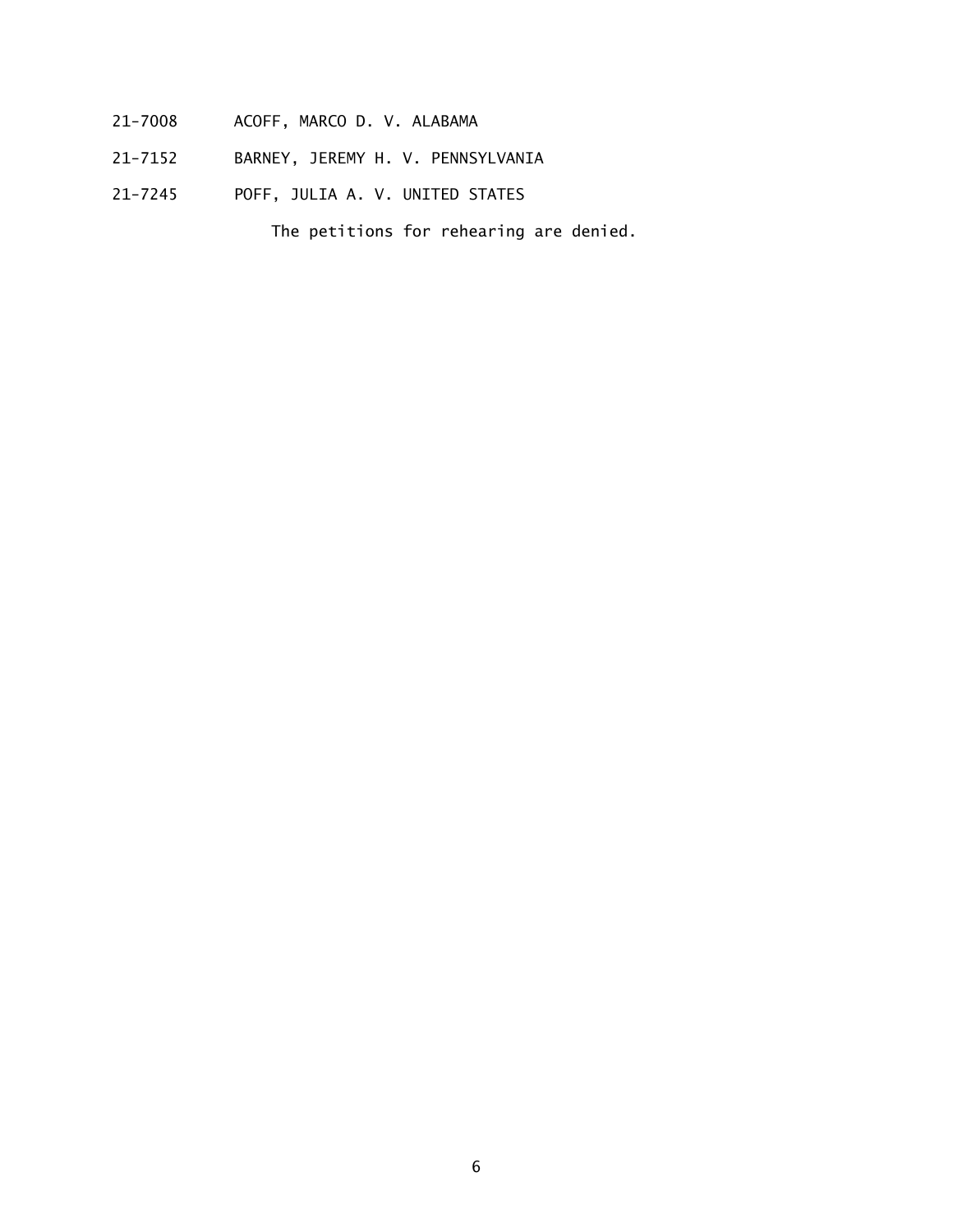21-7008 ACOFF, MARCO D. V. ALABAMA

21-7152 BARNEY, JEREMY H. V. PENNSYLVANIA

21-7245 POFF, JULIA A. V. UNITED STATES

The petitions for rehearing are denied.